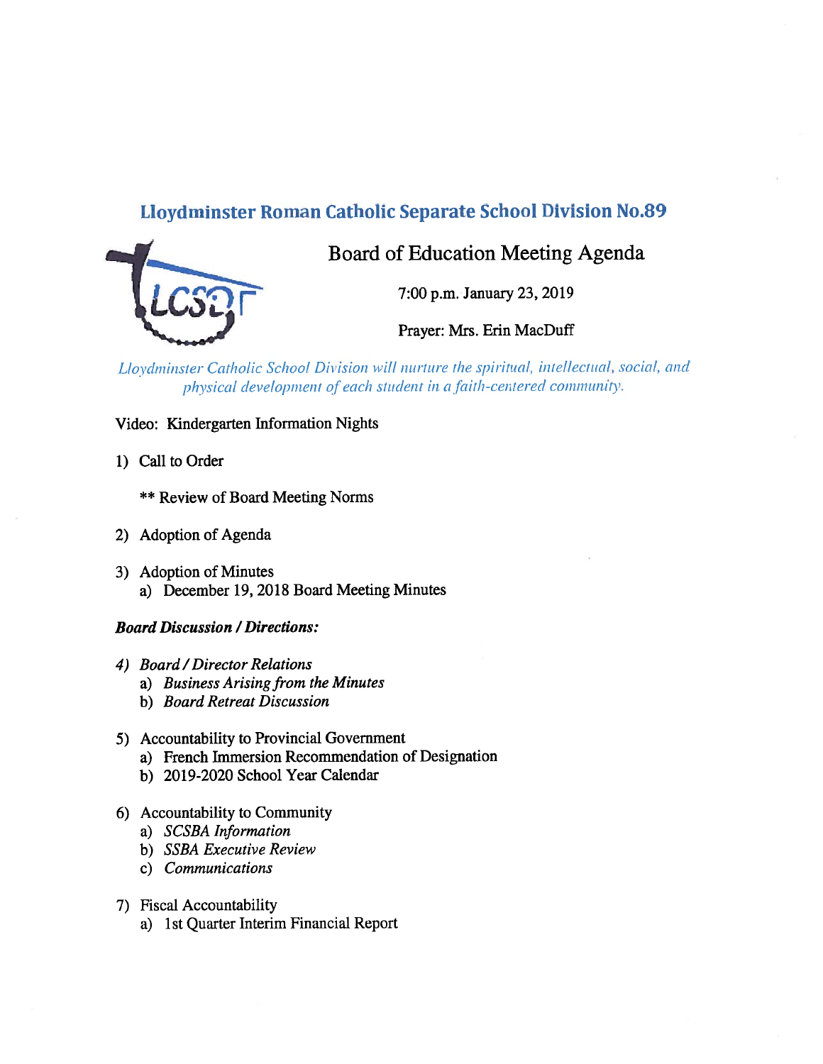# Lloydminster Roman Catholic Separate School Division No.89

## Board of Education Meeting Agenda

7:00 p.m. January 23, 2019

Prayer: Mrs. Erin MacDuff

*Lloydminster Catholic School Division will nurture the spiritual, intellectual, social, and physical development of each student in a faith-centered community.*

Video: Kindergarten Information Nights

1) Call to Order

   ** Review of Board Meeting Norms

2) Adoption of Agenda

3) Adoption of Minutes
   a) December 19, 2018 Board Meeting Minutes

***Board Discussion / Directions:***

4) *Board / Director Relations*
   a) *Business Arising from the Minutes*
   b) *Board Retreat Discussion*

5) Accountability to Provincial Government
   a) French Immersion Recommendation of Designation
   b) 2019-2020 School Year Calendar

6) Accountability to Community
   a) *SCSBA Information*
   b) *SSBA Executive Review*
   c) *Communications*

7) Fiscal Accountability
   a) 1st Quarter Interim Financial Report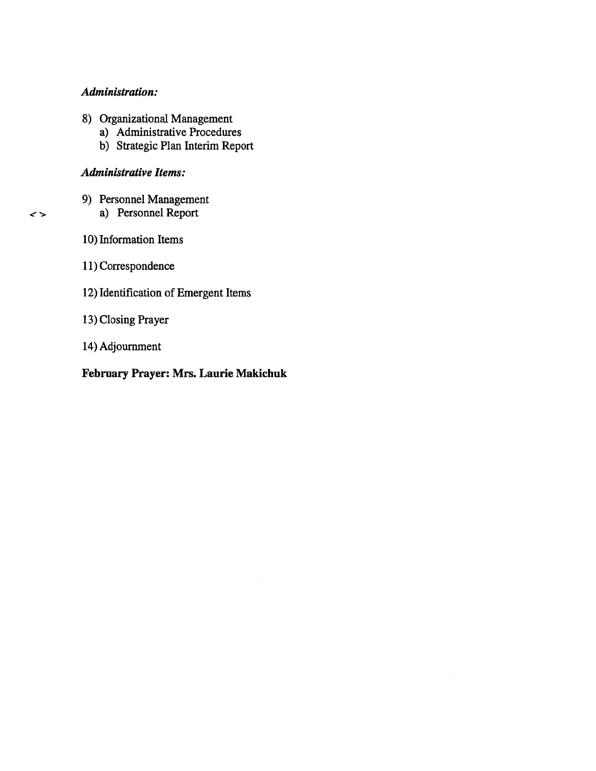*Administration:*

8) Organizational Management
   a) Administrative Procedures
   b) Strategic Plan Interim Report

*Administrative Items:*

9) Personnel Management

< > a) Personnel Report

10) Information Items

11) Correspondence

12) Identification of Emergent Items

13) Closing Prayer

14) Adjournment

**February Prayer: Mrs. Laurie Makichuk**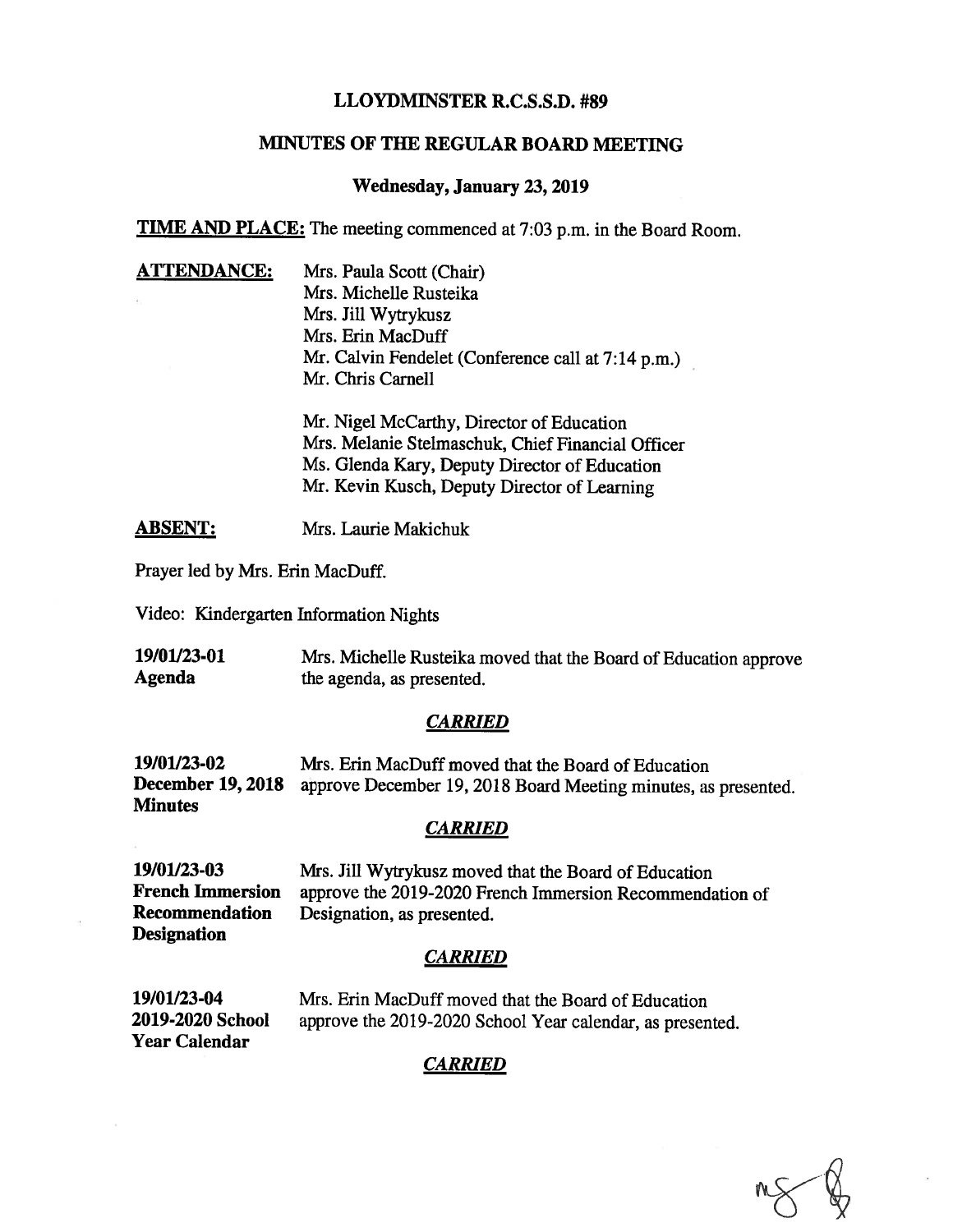# LLOYDMINSTER R.C.S.S.D. #89

## MINUTES OF THE REGULAR BOARD MEETING

### Wednesday, January 23, 2019

**TIME AND PLACE:** The meeting commenced at 7:03 p.m. in the Board Room.

**ATTENDANCE:**
Mrs. Paula Scott (Chair)
Mrs. Michelle Rusteika
Mrs. Jill Wytrykusz
Mrs. Erin MacDuff
Mr. Calvin Fendelet (Conference call at 7:14 p.m.)
Mr. Chris Carnell

Mr. Nigel McCarthy, Director of Education
Mrs. Melanie Stelmaschuk, Chief Financial Officer
Ms. Glenda Kary, Deputy Director of Education
Mr. Kevin Kusch, Deputy Director of Learning

**ABSENT:** Mrs. Laurie Makichuk

Prayer led by Mrs. Erin MacDuff.

Video: Kindergarten Information Nights

**19/01/23-01**
**Agenda**
Mrs. Michelle Rusteika moved that the Board of Education approve the agenda, as presented.

***CARRIED***

**19/01/23-02**
**December 19, 2018 Minutes**
Mrs. Erin MacDuff moved that the Board of Education approve December 19, 2018 Board Meeting minutes, as presented.

***CARRIED***

**19/01/23-03**
**French Immersion Recommendation Designation**
Mrs. Jill Wytrykusz moved that the Board of Education approve the 2019-2020 French Immersion Recommendation of Designation, as presented.

***CARRIED***

**19/01/23-04**
**2019-2020 School Year Calendar**
Mrs. Erin MacDuff moved that the Board of Education approve the 2019-2020 School Year calendar, as presented.

***CARRIED***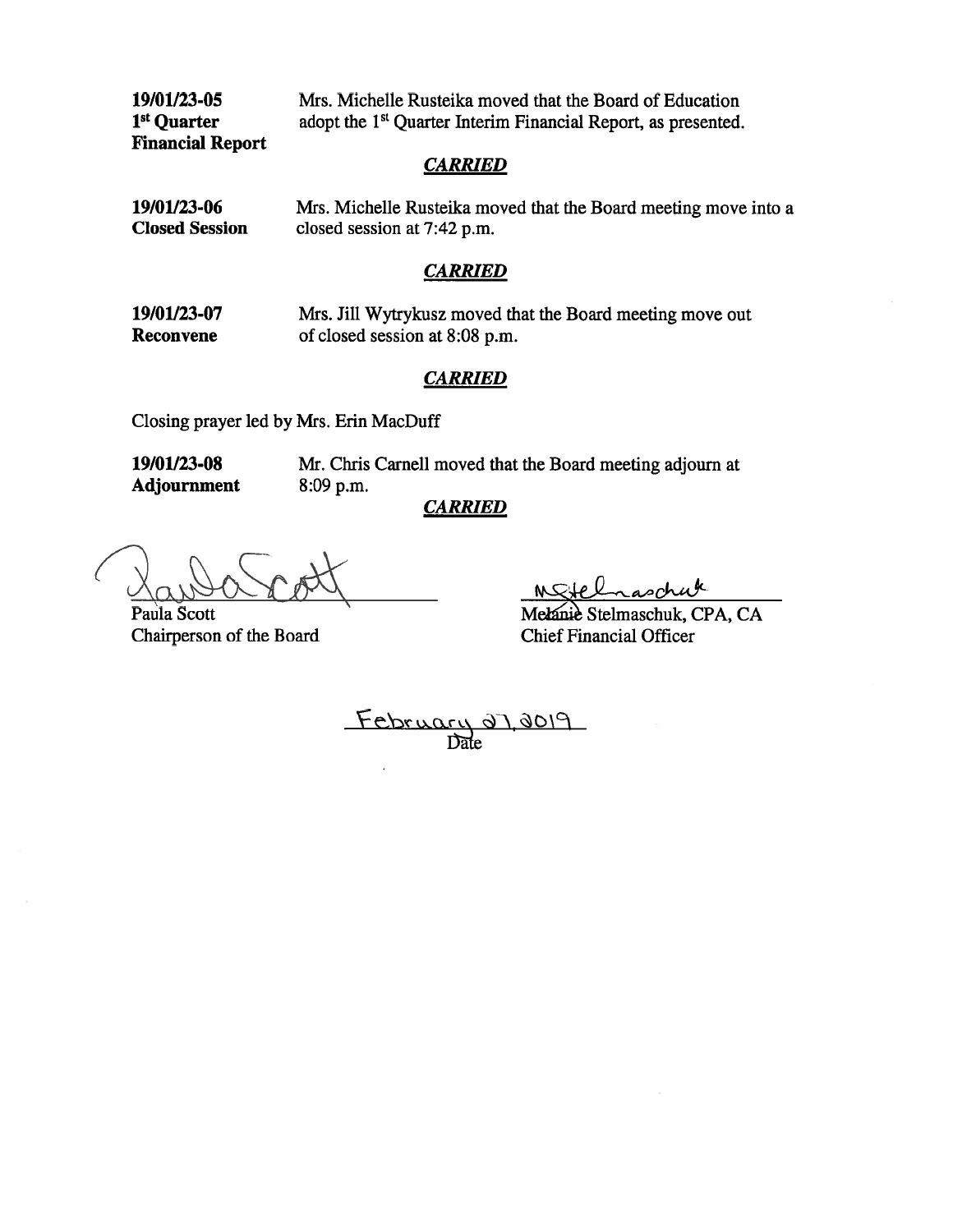**19/01/23-05**
**1st Quarter Financial Report**

Mrs. Michelle Rusteika moved that the Board of Education adopt the 1st Quarter Interim Financial Report, as presented.

***CARRIED***

**19/01/23-06**
**Closed Session**

Mrs. Michelle Rusteika moved that the Board meeting move into a closed session at 7:42 p.m.

***CARRIED***

**19/01/23-07**
**Reconvene**

Mrs. Jill Wytrykusz moved that the Board meeting move out of closed session at 8:08 p.m.

***CARRIED***

Closing prayer led by Mrs. Erin MacDuff

**19/01/23-08**
**Adjournment**

Mr. Chris Carnell moved that the Board meeting adjourn at 8:09 p.m.

***CARRIED***

Paula Scott
Chairperson of the Board

Melanie Stelmaschuk, CPA, CA
Chief Financial Officer

February 27, 2019
Date